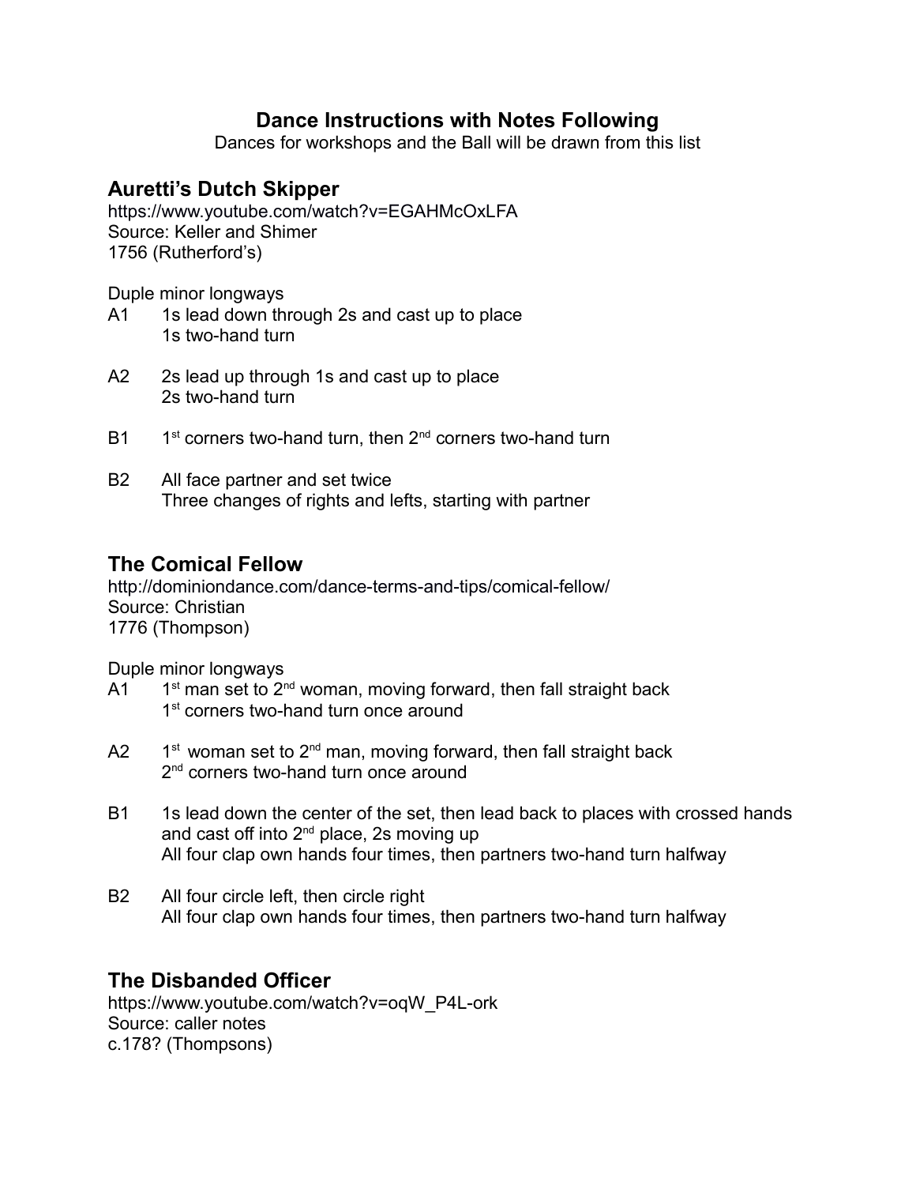# Dance Instructions with Notes Following

Dances for workshops and the Ball will be drawn from this list

## Auretti's Dutch Skipper

https://www.youtube.com/watch?v=EGAHMcOxLFA
Source: Keller and Shimer
1756 (Rutherford's)

Duple minor longways

A1 1s lead down through 2s and cast up to place
   1s two-hand turn

A2 2s lead up through 1s and cast up to place
   2s two-hand turn

B1 1st corners two-hand turn, then 2nd corners two-hand turn

B2 All face partner and set twice
   Three changes of rights and lefts, starting with partner

## The Comical Fellow

http://dominiondance.com/dance-terms-and-tips/comical-fellow/
Source: Christian
1776 (Thompson)

Duple minor longways

A1 1st man set to 2nd woman, moving forward, then fall straight back
   1st corners two-hand turn once around

A2 1st woman set to 2nd man, moving forward, then fall straight back
   2nd corners two-hand turn once around

B1 1s lead down the center of the set, then lead back to places with crossed hands and cast off into 2nd place, 2s moving up
   All four clap own hands four times, then partners two-hand turn halfway

B2 All four circle left, then circle right
   All four clap own hands four times, then partners two-hand turn halfway

## The Disbanded Officer

https://www.youtube.com/watch?v=oqW_P4L-ork
Source: caller notes
c.178? (Thompsons)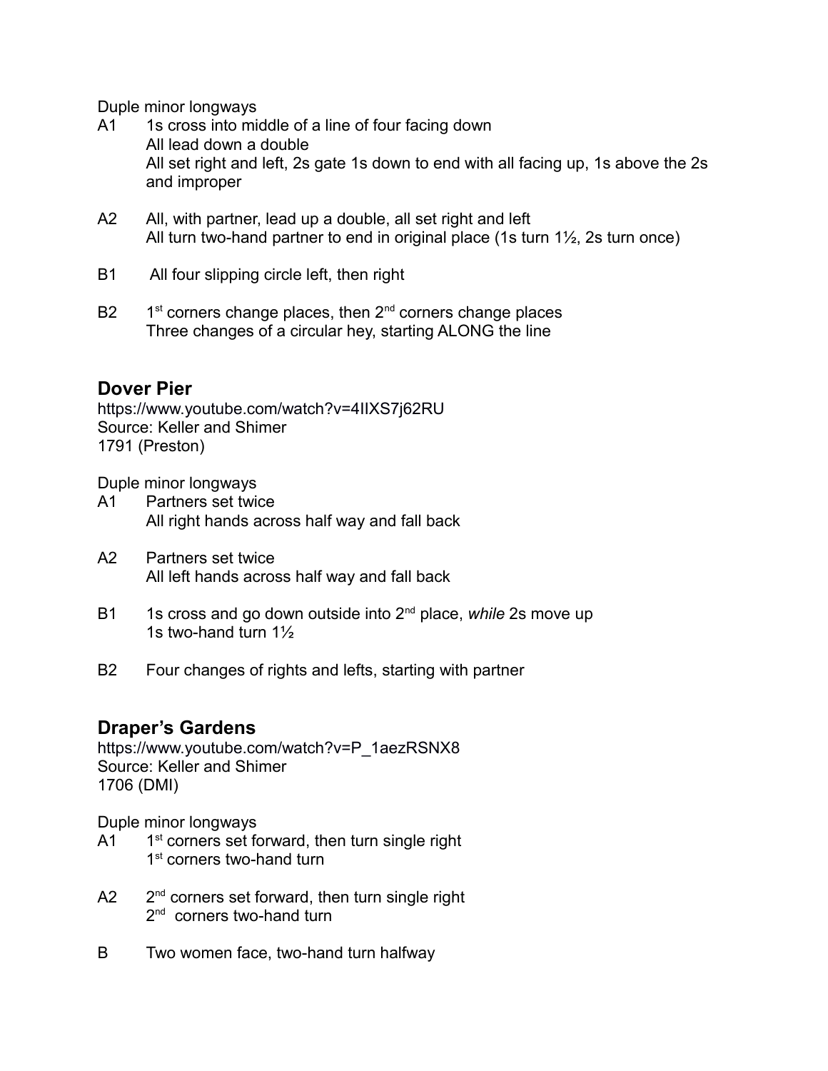Duple minor longways

A1 1s cross into middle of a line of four facing down
All lead down a double
All set right and left, 2s gate 1s down to end with all facing up, 1s above the 2s and improper

A2 All, with partner, lead up a double, all set right and left
All turn two-hand partner to end in original place (1s turn 1½, 2s turn once)

B1 All four slipping circle left, then right

B2 1st corners change places, then 2nd corners change places
Three changes of a circular hey, starting ALONG the line

## Dover Pier

https://www.youtube.com/watch?v=4IIXS7j62RU
Source: Keller and Shimer
1791 (Preston)

Duple minor longways

A1 Partners set twice
All right hands across half way and fall back

A2 Partners set twice
All left hands across half way and fall back

B1 1s cross and go down outside into 2nd place, *while* 2s move up
1s two-hand turn 1½

B2 Four changes of rights and lefts, starting with partner

## Draper's Gardens

https://www.youtube.com/watch?v=P_1aezRSNX8
Source: Keller and Shimer
1706 (DMI)

Duple minor longways

A1 1st corners set forward, then turn single right
1st corners two-hand turn

A2 2nd corners set forward, then turn single right
2nd corners two-hand turn

B Two women face, two-hand turn halfway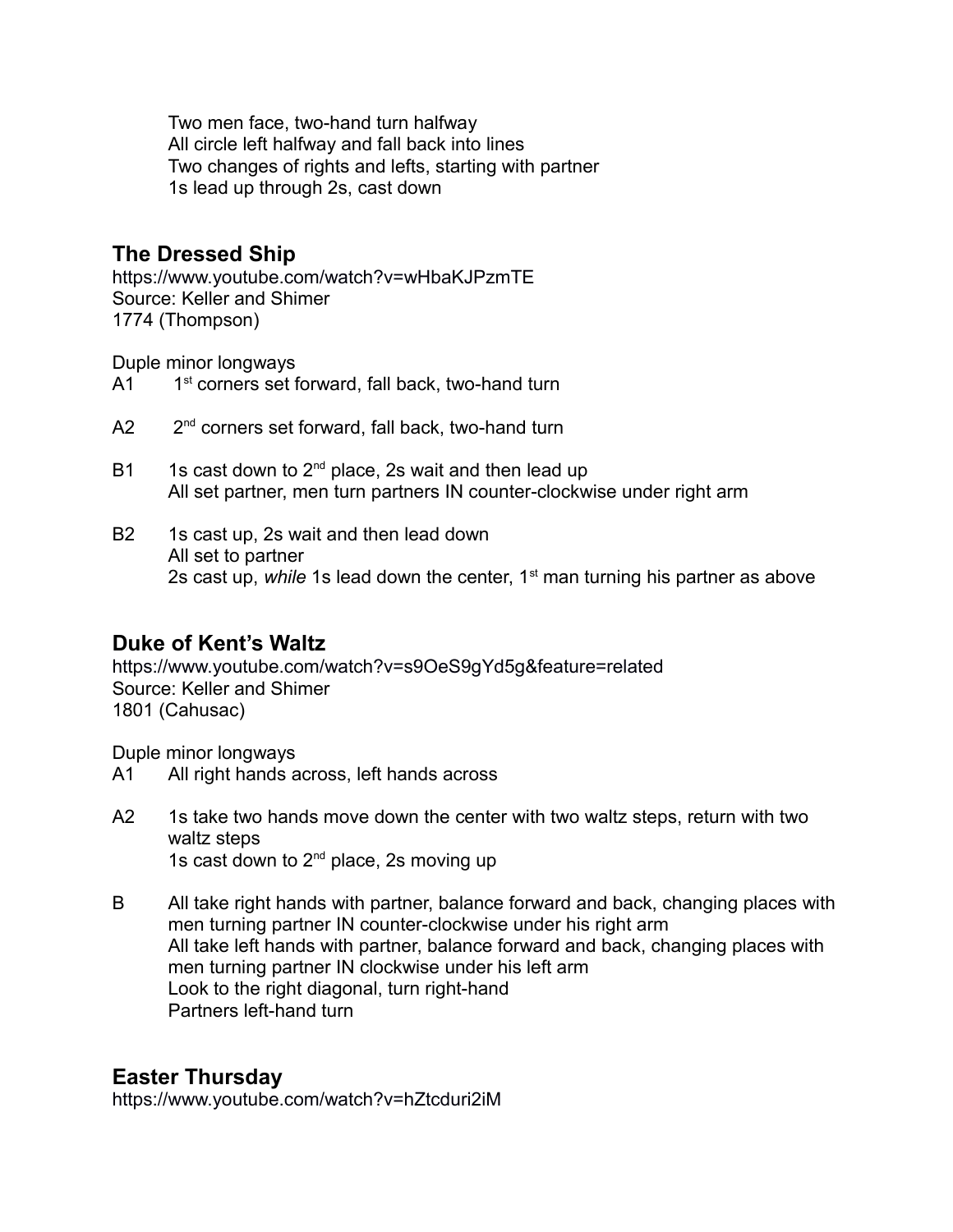Two men face, two-hand turn halfway
All circle left halfway and fall back into lines
Two changes of rights and lefts, starting with partner
1s lead up through 2s, cast down

## The Dressed Ship

https://www.youtube.com/watch?v=wHbaKJPzmTE
Source: Keller and Shimer
1774 (Thompson)

Duple minor longways

A1 1st corners set forward, fall back, two-hand turn

A2 2nd corners set forward, fall back, two-hand turn

B1 1s cast down to 2nd place, 2s wait and then lead up
All set partner, men turn partners IN counter-clockwise under right arm

B2 1s cast up, 2s wait and then lead down
All set to partner
2s cast up, *while* 1s lead down the center, 1st man turning his partner as above

## Duke of Kent's Waltz

https://www.youtube.com/watch?v=s9OeS9gYd5g&feature=related
Source: Keller and Shimer
1801 (Cahusac)

Duple minor longways

A1 All right hands across, left hands across

A2 1s take two hands move down the center with two waltz steps, return with two waltz steps
1s cast down to 2nd place, 2s moving up

B All take right hands with partner, balance forward and back, changing places with men turning partner IN counter-clockwise under his right arm
All take left hands with partner, balance forward and back, changing places with men turning partner IN clockwise under his left arm
Look to the right diagonal, turn right-hand
Partners left-hand turn

## Easter Thursday

https://www.youtube.com/watch?v=hZtcduri2iM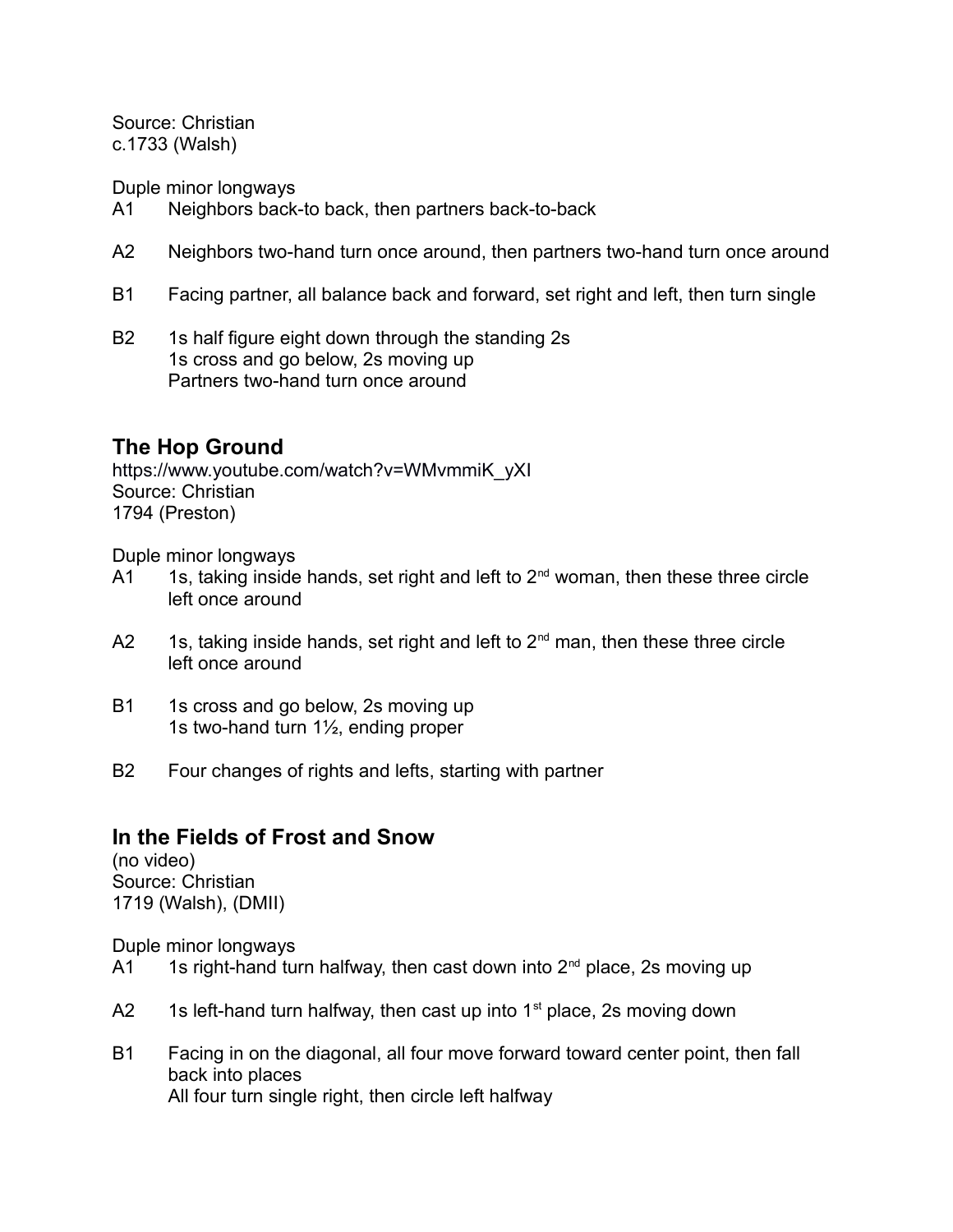Source: Christian
c.1733 (Walsh)

Duple minor longways

A1 Neighbors back-to back, then partners back-to-back

A2 Neighbors two-hand turn once around, then partners two-hand turn once around

B1 Facing partner, all balance back and forward, set right and left, then turn single

B2 1s half figure eight down through the standing 2s
1s cross and go below, 2s moving up
Partners two-hand turn once around

## The Hop Ground

https://www.youtube.com/watch?v=WMvmmiK_yXI
Source: Christian
1794 (Preston)

Duple minor longways

A1 1s, taking inside hands, set right and left to 2nd woman, then these three circle left once around

A2 1s, taking inside hands, set right and left to 2nd man, then these three circle left once around

B1 1s cross and go below, 2s moving up
1s two-hand turn 1½, ending proper

B2 Four changes of rights and lefts, starting with partner

## In the Fields of Frost and Snow

(no video)
Source: Christian
1719 (Walsh), (DMII)

Duple minor longways

A1 1s right-hand turn halfway, then cast down into 2nd place, 2s moving up

A2 1s left-hand turn halfway, then cast up into 1st place, 2s moving down

B1 Facing in on the diagonal, all four move forward toward center point, then fall back into places
All four turn single right, then circle left halfway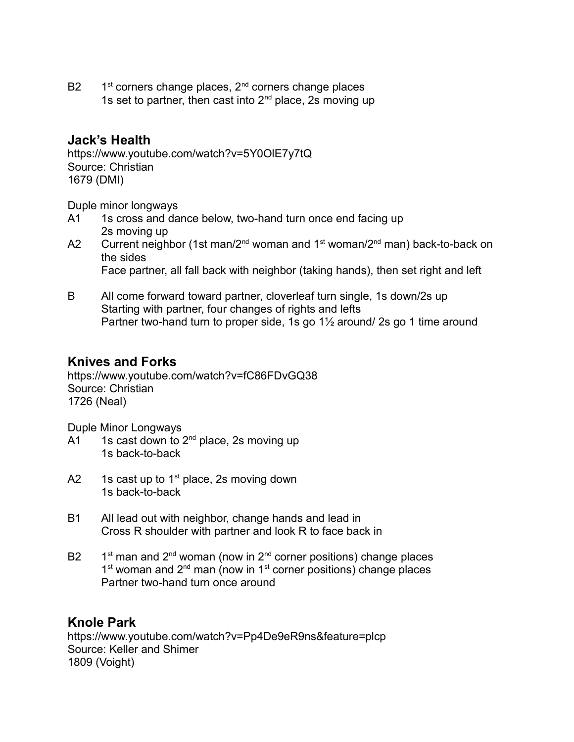B2	1st corners change places, 2nd corners change places
	1s set to partner, then cast into 2nd place, 2s moving up

## Jack's Health

https://www.youtube.com/watch?v=5Y0OlE7y7tQ
Source: Christian
1679 (DMI)

Duple minor longways

A1	1s cross and dance below, two-hand turn once end facing up
	2s moving up

A2	Current neighbor (1st man/2nd woman and 1st woman/2nd man) back-to-back on the sides
	Face partner, all fall back with neighbor (taking hands), then set right and left

B	All come forward toward partner, cloverleaf turn single, 1s down/2s up
	Starting with partner, four changes of rights and lefts
	Partner two-hand turn to proper side, 1s go 1½ around/ 2s go 1 time around

## Knives and Forks

https://www.youtube.com/watch?v=fC86FDvGQ38
Source: Christian
1726 (Neal)

Duple Minor Longways

A1	1s cast down to 2nd place, 2s moving up
	1s back-to-back

A2	1s cast up to 1st place, 2s moving down
	1s back-to-back

B1	All lead out with neighbor, change hands and lead in
	Cross R shoulder with partner and look R to face back in

B2	1st man and 2nd woman (now in 2nd corner positions) change places
	1st woman and 2nd man (now in 1st corner positions) change places
	Partner two-hand turn once around

## Knole Park

https://www.youtube.com/watch?v=Pp4De9eR9ns&feature=plcp
Source: Keller and Shimer
1809 (Voight)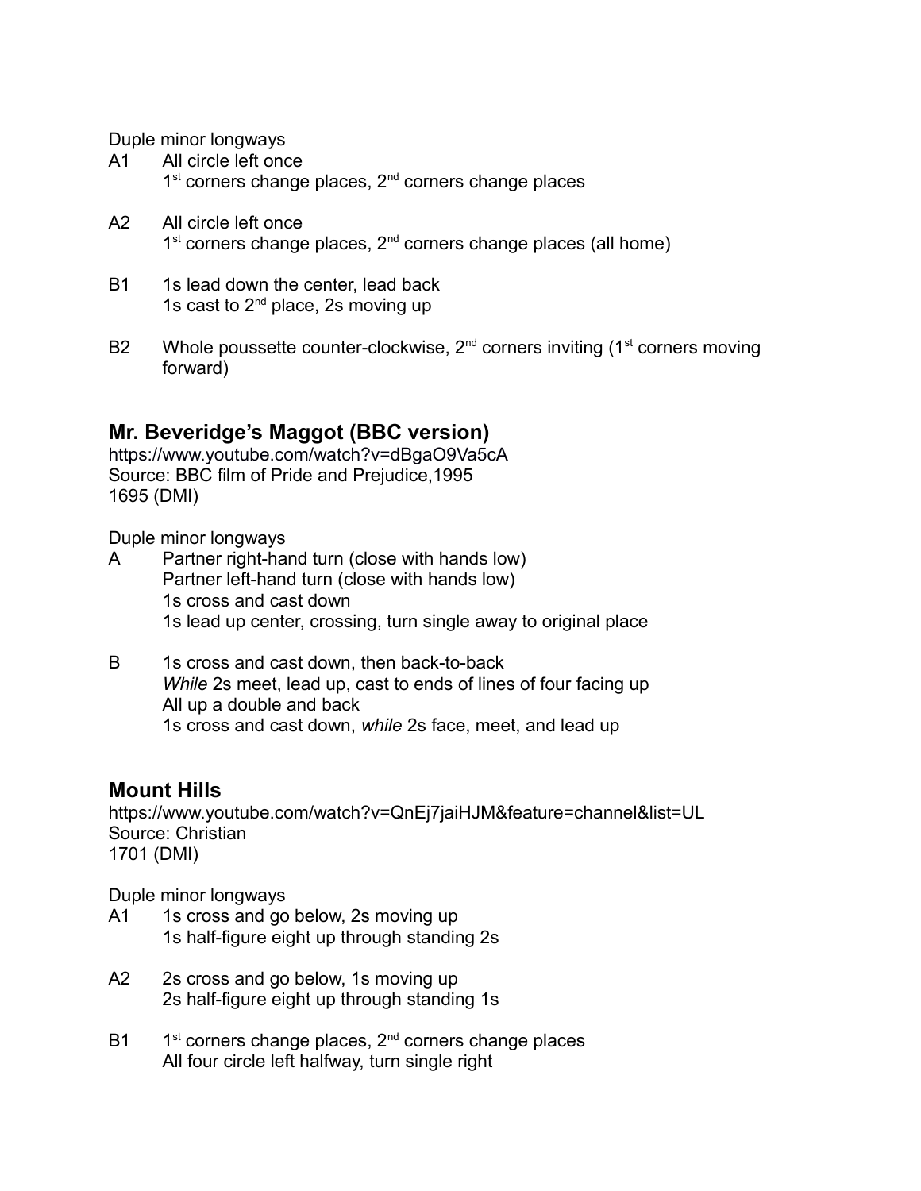Duple minor longways

A1 All circle left once
1st corners change places, 2nd corners change places

A2 All circle left once
1st corners change places, 2nd corners change places (all home)

B1 1s lead down the center, lead back
1s cast to 2nd place, 2s moving up

B2 Whole poussette counter-clockwise, 2nd corners inviting (1st corners moving forward)

## Mr. Beveridge's Maggot (BBC version)

https://www.youtube.com/watch?v=dBgaO9Va5cA
Source: BBC film of Pride and Prejudice,1995
1695 (DMI)

Duple minor longways

A Partner right-hand turn (close with hands low)
Partner left-hand turn (close with hands low)
1s cross and cast down
1s lead up center, crossing, turn single away to original place

B 1s cross and cast down, then back-to-back
*While* 2s meet, lead up, cast to ends of lines of four facing up
All up a double and back
1s cross and cast down, *while* 2s face, meet, and lead up

## Mount Hills

https://www.youtube.com/watch?v=QnEj7jaiHJM&feature=channel&list=UL
Source: Christian
1701 (DMI)

Duple minor longways

A1 1s cross and go below, 2s moving up
1s half-figure eight up through standing 2s

A2 2s cross and go below, 1s moving up
2s half-figure eight up through standing 1s

B1 1st corners change places, 2nd corners change places
All four circle left halfway, turn single right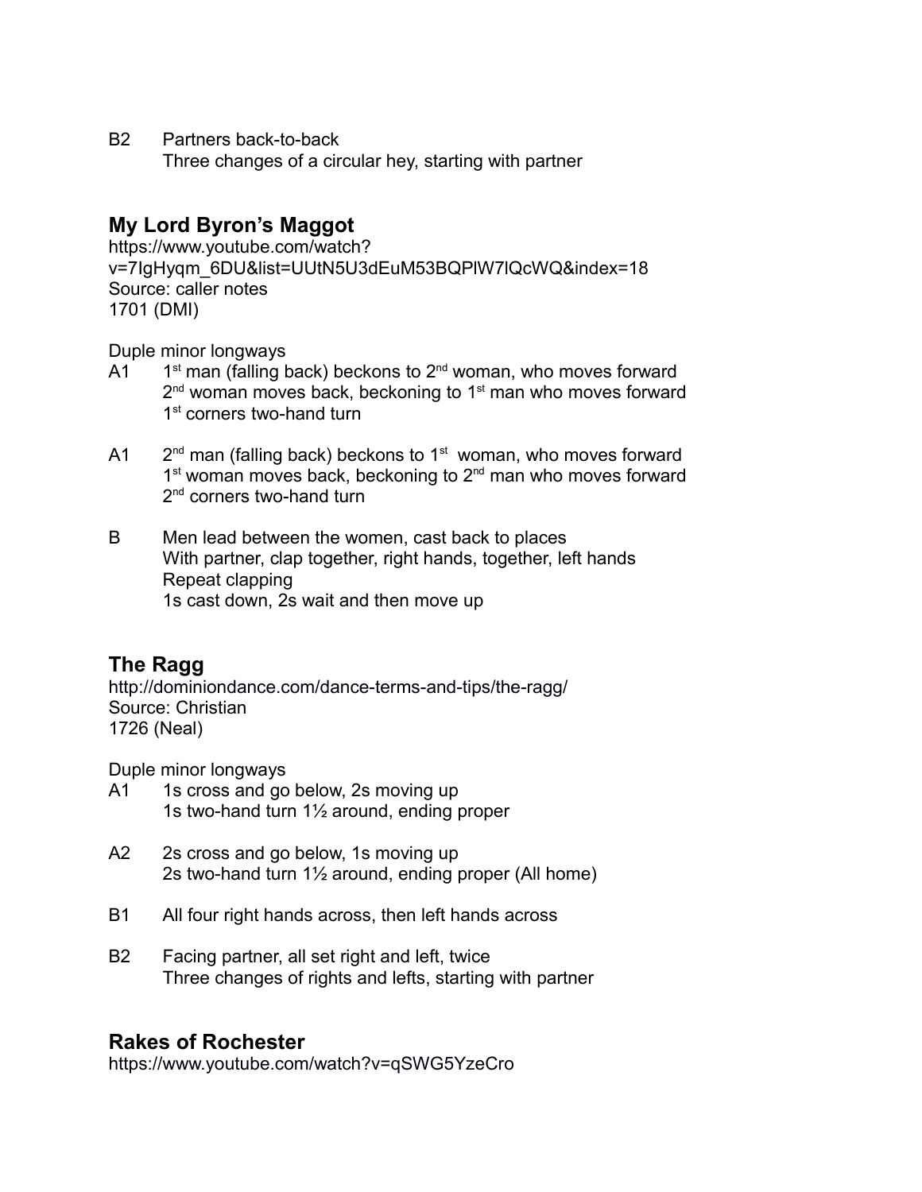B2 Partners back-to-back
Three changes of a circular hey, starting with partner

## My Lord Byron's Maggot

https://www.youtube.com/watch?v=7IgHyqm_6DU&list=UUtN5U3dEuM53BQPlW7lQcWQ&index=18
Source: caller notes
1701 (DMI)

Duple minor longways

A1 1st man (falling back) beckons to 2nd woman, who moves forward
2nd woman moves back, beckoning to 1st man who moves forward
1st corners two-hand turn

A1 2nd man (falling back) beckons to 1st woman, who moves forward
1st woman moves back, beckoning to 2nd man who moves forward
2nd corners two-hand turn

B Men lead between the women, cast back to places
With partner, clap together, right hands, together, left hands
Repeat clapping
1s cast down, 2s wait and then move up

## The Ragg

http://dominiondance.com/dance-terms-and-tips/the-ragg/
Source: Christian
1726 (Neal)

Duple minor longways

A1 1s cross and go below, 2s moving up
1s two-hand turn 1½ around, ending proper

A2 2s cross and go below, 1s moving up
2s two-hand turn 1½ around, ending proper (All home)

B1 All four right hands across, then left hands across

B2 Facing partner, all set right and left, twice
Three changes of rights and lefts, starting with partner

## Rakes of Rochester

https://www.youtube.com/watch?v=qSWG5YzeCro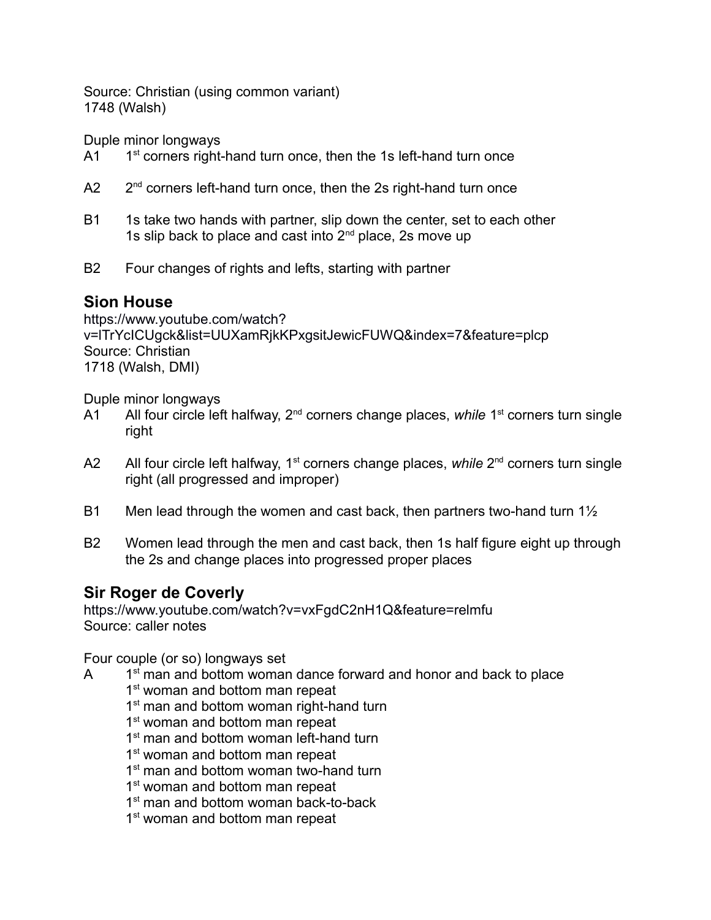Source: Christian (using common variant)
1748 (Walsh)

Duple minor longways

A1 1st corners right-hand turn once, then the 1s left-hand turn once

A2 2nd corners left-hand turn once, then the 2s right-hand turn once

B1 1s take two hands with partner, slip down the center, set to each other
1s slip back to place and cast into 2nd place, 2s move up

B2 Four changes of rights and lefts, starting with partner

## Sion House

https://www.youtube.com/watch?v=lTrYcICUgck&list=UUXamRjkKPxgsitJewicFUWQ&index=7&feature=plcp
Source: Christian
1718 (Walsh, DMI)

Duple minor longways

A1 All four circle left halfway, 2nd corners change places, *while* 1st corners turn single right

A2 All four circle left halfway, 1st corners change places, *while* 2nd corners turn single right (all progressed and improper)

B1 Men lead through the women and cast back, then partners two-hand turn 1½

B2 Women lead through the men and cast back, then 1s half figure eight up through the 2s and change places into progressed proper places

## Sir Roger de Coverly

https://www.youtube.com/watch?v=vxFgdC2nH1Q&feature=relmfu
Source: caller notes

Four couple (or so) longways set

A 1st man and bottom woman dance forward and honor and back to place
1st woman and bottom man repeat
1st man and bottom woman right-hand turn
1st woman and bottom man repeat
1st man and bottom woman left-hand turn
1st woman and bottom man repeat
1st man and bottom woman two-hand turn
1st woman and bottom man repeat
1st man and bottom woman back-to-back
1st woman and bottom man repeat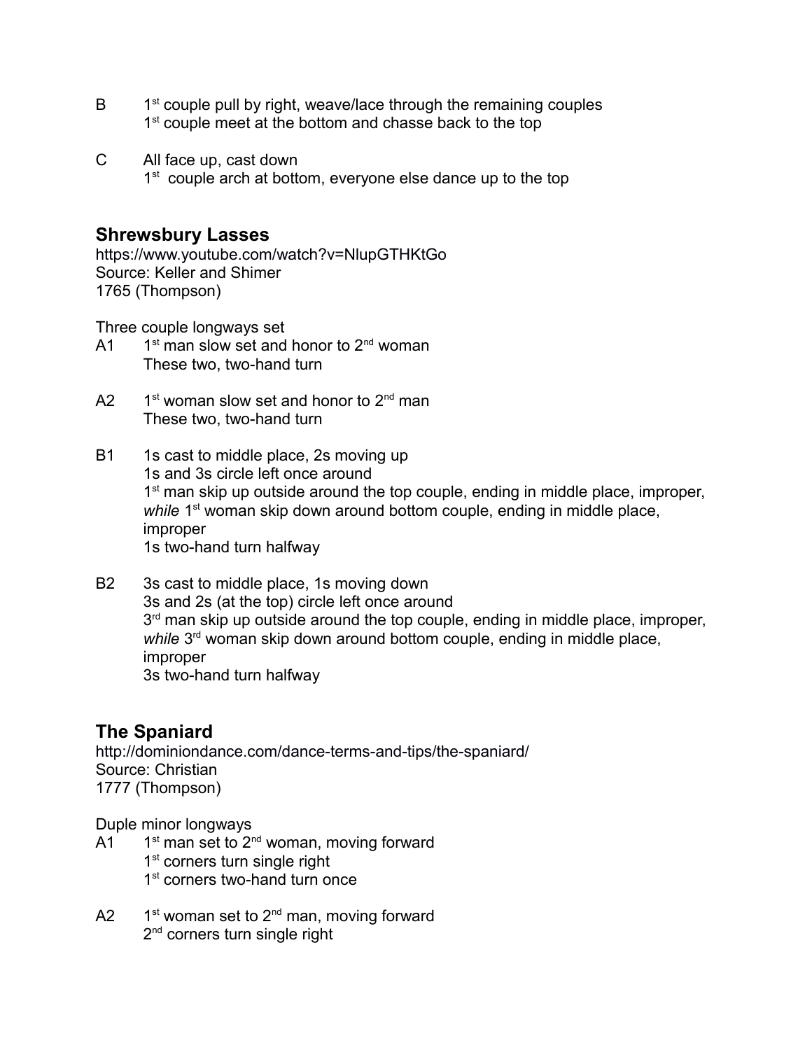B 1st couple pull by right, weave/lace through the remaining couples
1st couple meet at the bottom and chasse back to the top

C All face up, cast down
1st couple arch at bottom, everyone else dance up to the top

## Shrewsbury Lasses

https://www.youtube.com/watch?v=NlupGTHKtGo
Source: Keller and Shimer
1765 (Thompson)

Three couple longways set

A1 1st man slow set and honor to 2nd woman
These two, two-hand turn

A2 1st woman slow set and honor to 2nd man
These two, two-hand turn

B1 1s cast to middle place, 2s moving up
1s and 3s circle left once around
1st man skip up outside around the top couple, ending in middle place, improper, *while* 1st woman skip down around bottom couple, ending in middle place, improper
1s two-hand turn halfway

B2 3s cast to middle place, 1s moving down
3s and 2s (at the top) circle left once around
3rd man skip up outside around the top couple, ending in middle place, improper, *while* 3rd woman skip down around bottom couple, ending in middle place, improper
3s two-hand turn halfway

## The Spaniard

http://dominiondance.com/dance-terms-and-tips/the-spaniard/
Source: Christian
1777 (Thompson)

Duple minor longways

A1 1st man set to 2nd woman, moving forward
1st corners turn single right
1st corners two-hand turn once

A2 1st woman set to 2nd man, moving forward
2nd corners turn single right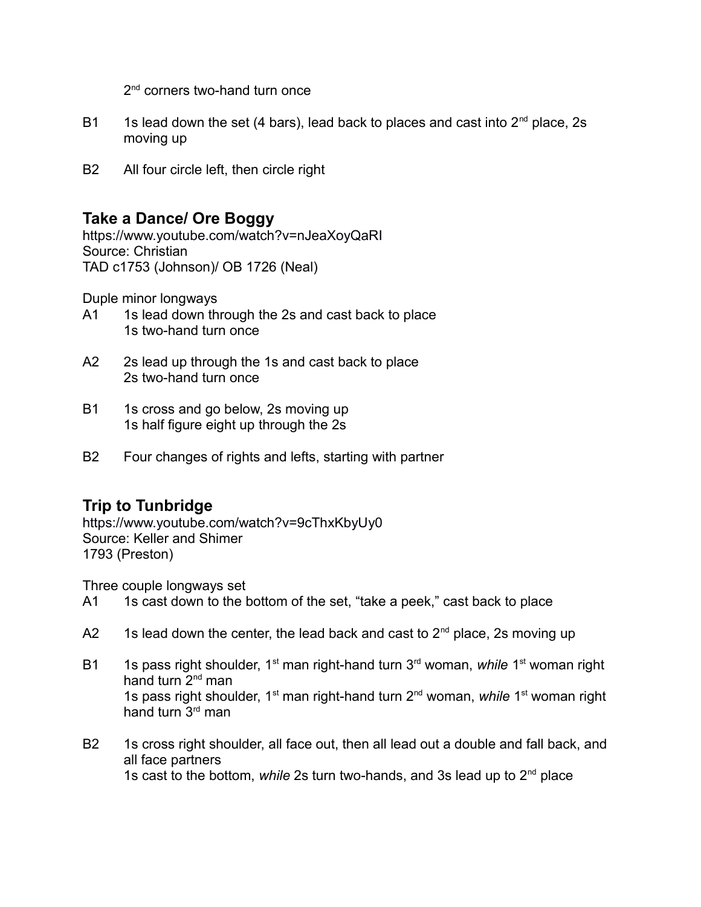2nd corners two-hand turn once

B1 1s lead down the set (4 bars), lead back to places and cast into 2nd place, 2s moving up

B2 All four circle left, then circle right

## Take a Dance/ Ore Boggy

https://www.youtube.com/watch?v=nJeaXoyQaRI
Source: Christian
TAD c1753 (Johnson)/ OB 1726 (Neal)

Duple minor longways

A1 1s lead down through the 2s and cast back to place
1s two-hand turn once

A2 2s lead up through the 1s and cast back to place
2s two-hand turn once

B1 1s cross and go below, 2s moving up
1s half figure eight up through the 2s

B2 Four changes of rights and lefts, starting with partner

## Trip to Tunbridge

https://www.youtube.com/watch?v=9cThxKbyUy0
Source: Keller and Shimer
1793 (Preston)

Three couple longways set

A1 1s cast down to the bottom of the set, “take a peek,” cast back to place

A2 1s lead down the center, the lead back and cast to 2nd place, 2s moving up

B1 1s pass right shoulder, 1st man right-hand turn 3rd woman, *while* 1st woman right hand turn 2nd man
1s pass right shoulder, 1st man right-hand turn 2nd woman, *while* 1st woman right hand turn 3rd man

B2 1s cross right shoulder, all face out, then all lead out a double and fall back, and all face partners
1s cast to the bottom, *while* 2s turn two-hands, and 3s lead up to 2nd place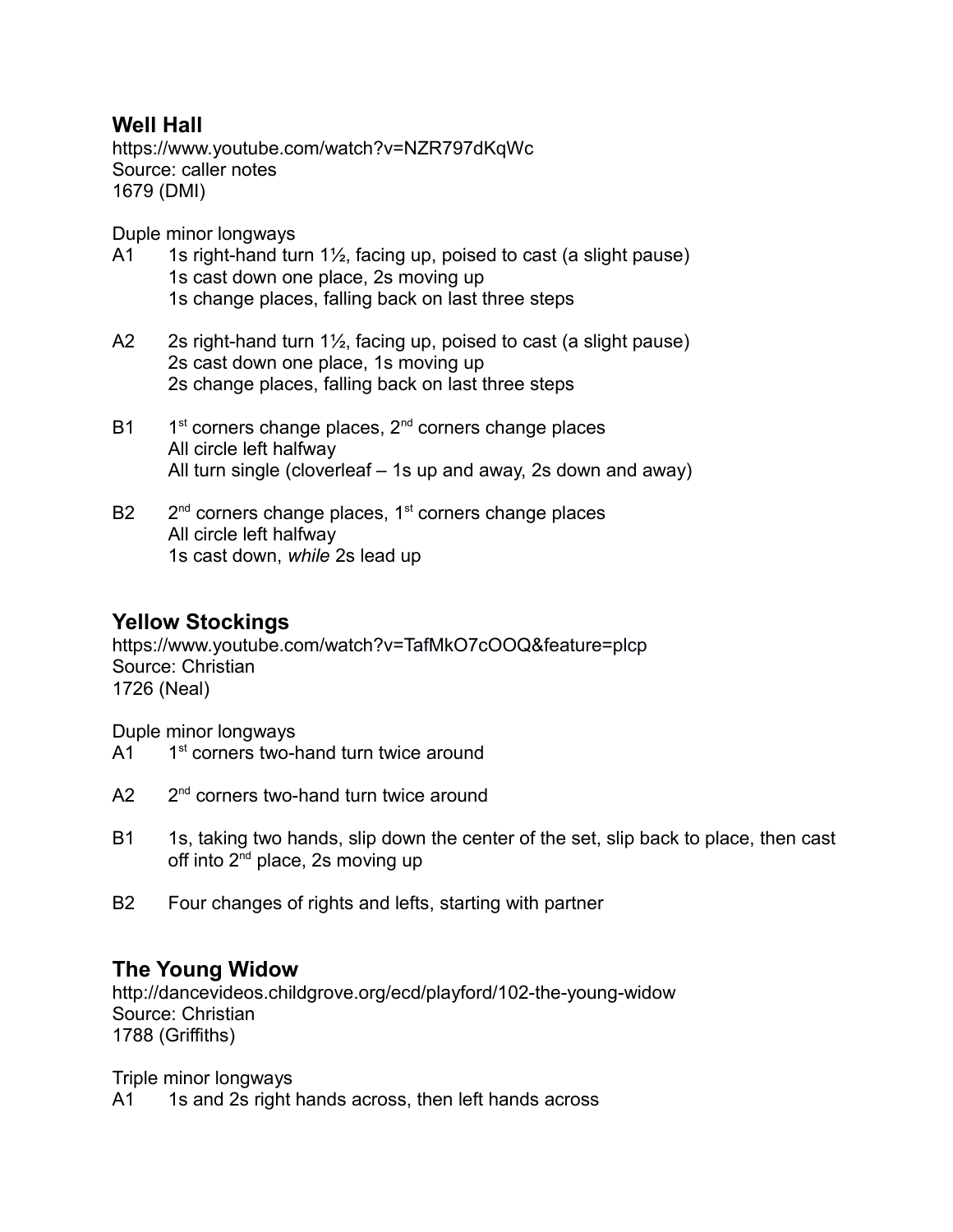## Well Hall

https://www.youtube.com/watch?v=NZR797dKqWc
Source: caller notes
1679 (DMI)

Duple minor longways

A1 1s right-hand turn 1½, facing up, poised to cast (a slight pause)
 1s cast down one place, 2s moving up
 1s change places, falling back on last three steps

A2 2s right-hand turn 1½, facing up, poised to cast (a slight pause)
 2s cast down one place, 1s moving up
 2s change places, falling back on last three steps

B1 1st corners change places, 2nd corners change places
 All circle left halfway
 All turn single (cloverleaf – 1s up and away, 2s down and away)

B2 2nd corners change places, 1st corners change places
 All circle left halfway
 1s cast down, *while* 2s lead up

## Yellow Stockings

https://www.youtube.com/watch?v=TafMkO7cOOQ&feature=plcp
Source: Christian
1726 (Neal)

Duple minor longways

A1 1st corners two-hand turn twice around

A2 2nd corners two-hand turn twice around

B1 1s, taking two hands, slip down the center of the set, slip back to place, then cast off into 2nd place, 2s moving up

B2 Four changes of rights and lefts, starting with partner

## The Young Widow

http://dancevideos.childgrove.org/ecd/playford/102-the-young-widow
Source: Christian
1788 (Griffiths)

Triple minor longways

A1 1s and 2s right hands across, then left hands across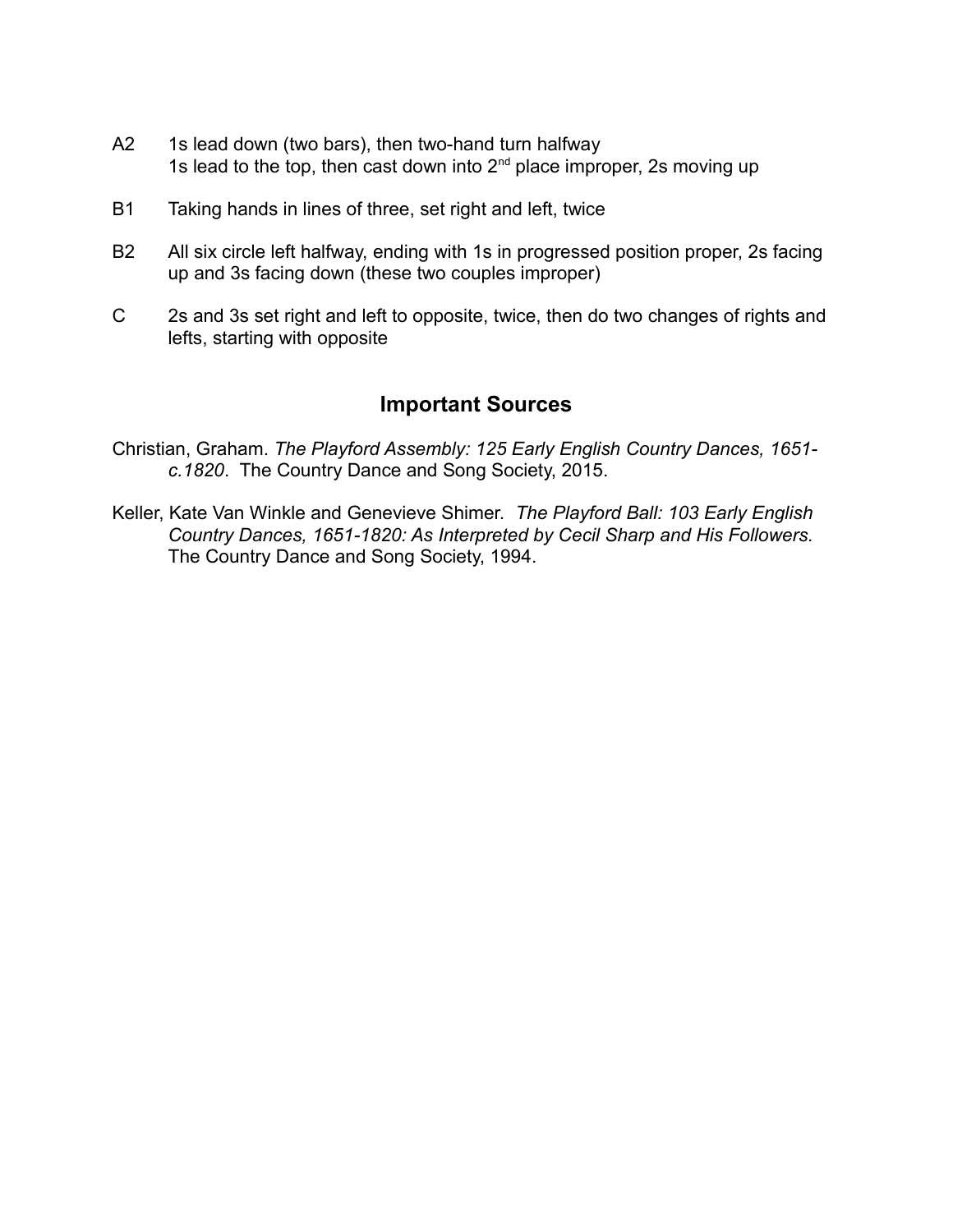A2 1s lead down (two bars), then two-hand turn halfway
1s lead to the top, then cast down into 2nd place improper, 2s moving up

B1 Taking hands in lines of three, set right and left, twice

B2 All six circle left halfway, ending with 1s in progressed position proper, 2s facing up and 3s facing down (these two couples improper)

C 2s and 3s set right and left to opposite, twice, then do two changes of rights and lefts, starting with opposite

## Important Sources

Christian, Graham. *The Playford Assembly: 125 Early English Country Dances, 1651-c.1820*. The Country Dance and Song Society, 2015.

Keller, Kate Van Winkle and Genevieve Shimer. *The Playford Ball: 103 Early English Country Dances, 1651-1820: As Interpreted by Cecil Sharp and His Followers.* The Country Dance and Song Society, 1994.